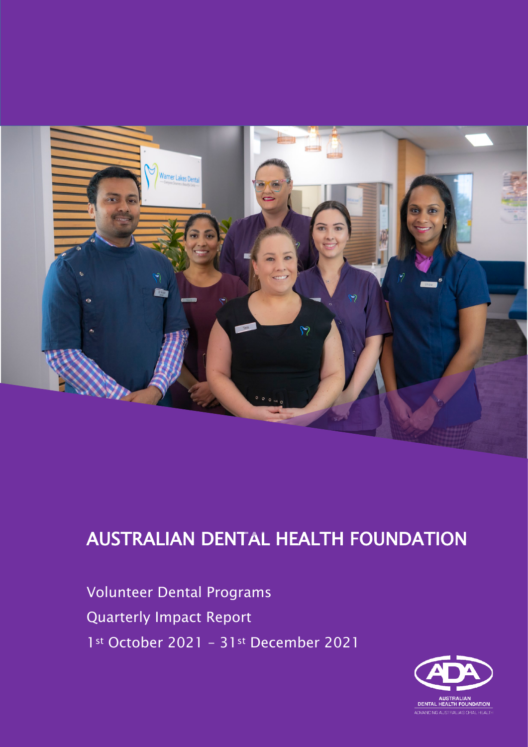# AUSTRALIAN DENTAL HEALTH FOUNDATION

Volunteer Dental Programs

Quarterly Impact Report

1st October 2021 – 31st December 2021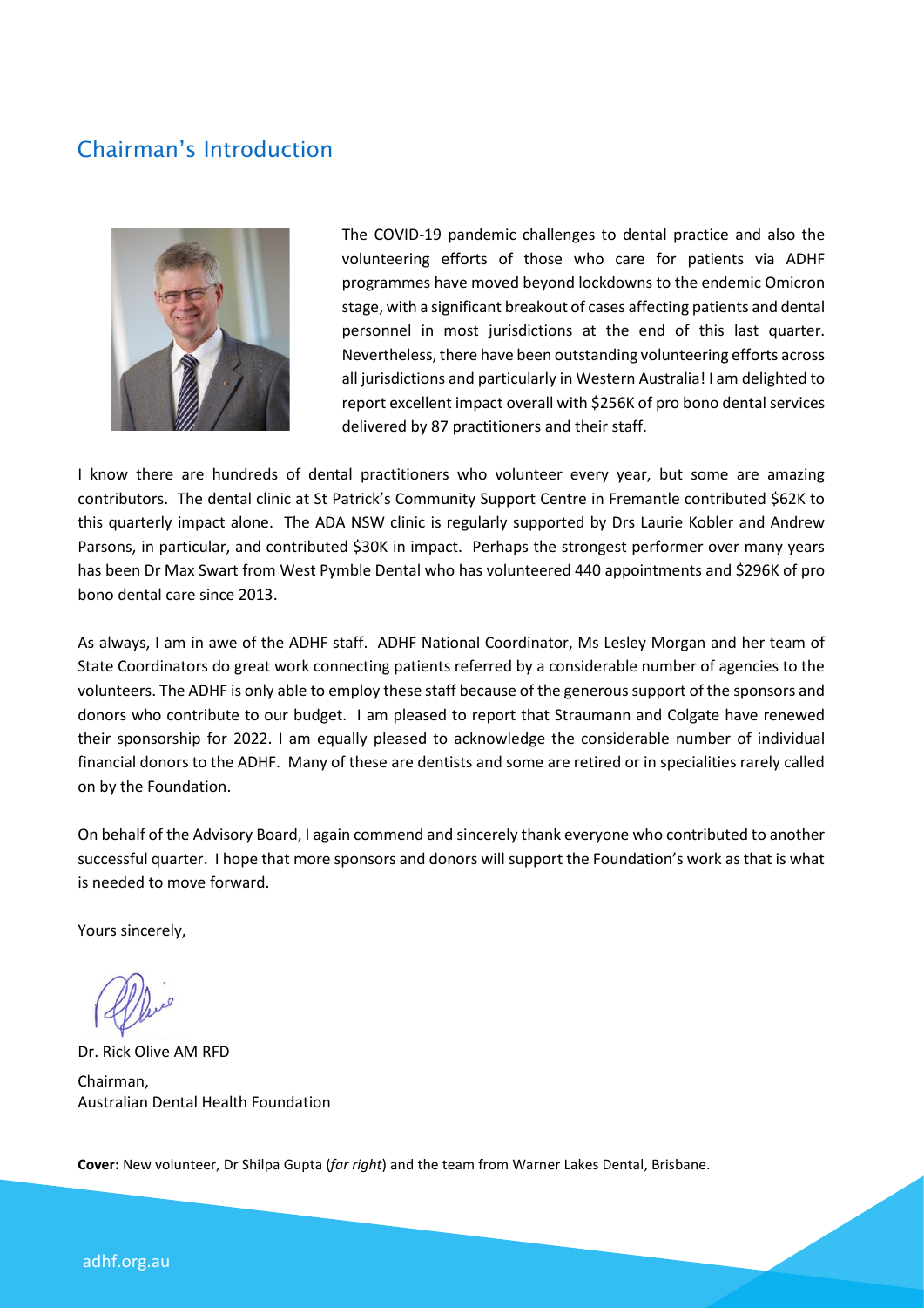## Chairman's Introduction

The COVID-19 pandemic challenges to dental practice and also the volunteering efforts of those who care for patients via ADHF programmes have moved beyond lockdowns to the endemic Omicron stage, with a significant breakout of cases affecting patients and dental personnel in most jurisdictions at the end of this last quarter. Nevertheless, there have been outstanding volunteering efforts across all jurisdictions and particularly in Western Australia! I am delighted to report excellent impact overall with $256K of pro bono dental services delivered by 87 practitioners and their staff.

I know there are hundreds of dental practitioners who volunteer every year, but some are amazing contributors. The dental clinic at St Patrick's Community Support Centre in Fremantle contributed $62K to this quarterly impact alone. The ADA NSW clinic is regularly supported by Drs Laurie Kobler and Andrew Parsons, in particular, and contributed $30K in impact. Perhaps the strongest performer over many years has been Dr Max Swart from West Pymble Dental who has volunteered 440 appointments and $296K of pro bono dental care since 2013.

As always, I am in awe of the ADHF staff. ADHF National Coordinator, Ms Lesley Morgan and her team of State Coordinators do great work connecting patients referred by a considerable number of agencies to the volunteers. The ADHF is only able to employ these staff because of the generous support of the sponsors and donors who contribute to our budget. I am pleased to report that Straumann and Colgate have renewed their sponsorship for 2022. I am equally pleased to acknowledge the considerable number of individual financial donors to the ADHF. Many of these are dentists and some are retired or in specialities rarely called on by the Foundation.

On behalf of the Advisory Board, I again commend and sincerely thank everyone who contributed to another successful quarter. I hope that more sponsors and donors will support the Foundation's work as that is what is needed to move forward.

Yours sincerely,

Dr. Rick Olive AM RFD

Chairman,
Australian Dental Health Foundation

**Cover:** New volunteer, Dr Shilpa Gupta (*far right*) and the team from Warner Lakes Dental, Brisbane.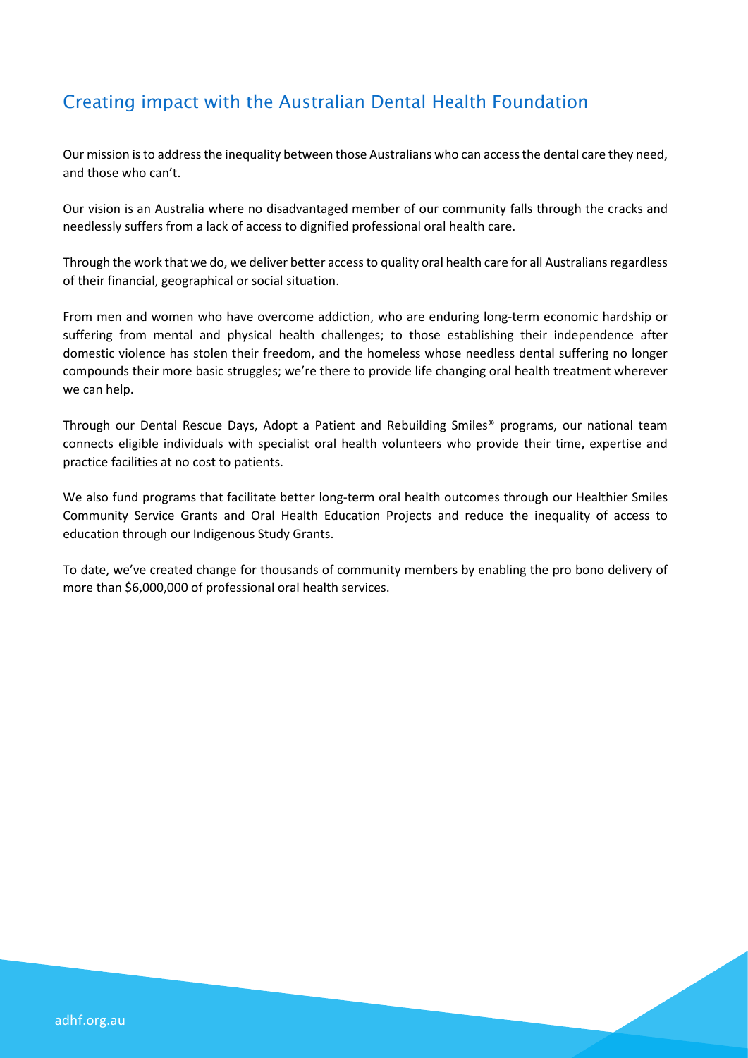## Creating impact with the Australian Dental Health Foundation

Our mission is to address the inequality between those Australians who can access the dental care they need, and those who can't.

Our vision is an Australia where no disadvantaged member of our community falls through the cracks and needlessly suffers from a lack of access to dignified professional oral health care.

Through the work that we do, we deliver better access to quality oral health care for all Australians regardless of their financial, geographical or social situation.

From men and women who have overcome addiction, who are enduring long-term economic hardship or suffering from mental and physical health challenges; to those establishing their independence after domestic violence has stolen their freedom, and the homeless whose needless dental suffering no longer compounds their more basic struggles; we're there to provide life changing oral health treatment wherever we can help.

Through our Dental Rescue Days, Adopt a Patient and Rebuilding Smiles® programs, our national team connects eligible individuals with specialist oral health volunteers who provide their time, expertise and practice facilities at no cost to patients.

We also fund programs that facilitate better long-term oral health outcomes through our Healthier Smiles Community Service Grants and Oral Health Education Projects and reduce the inequality of access to education through our Indigenous Study Grants.

To date, we've created change for thousands of community members by enabling the pro bono delivery of more than $6,000,000 of professional oral health services.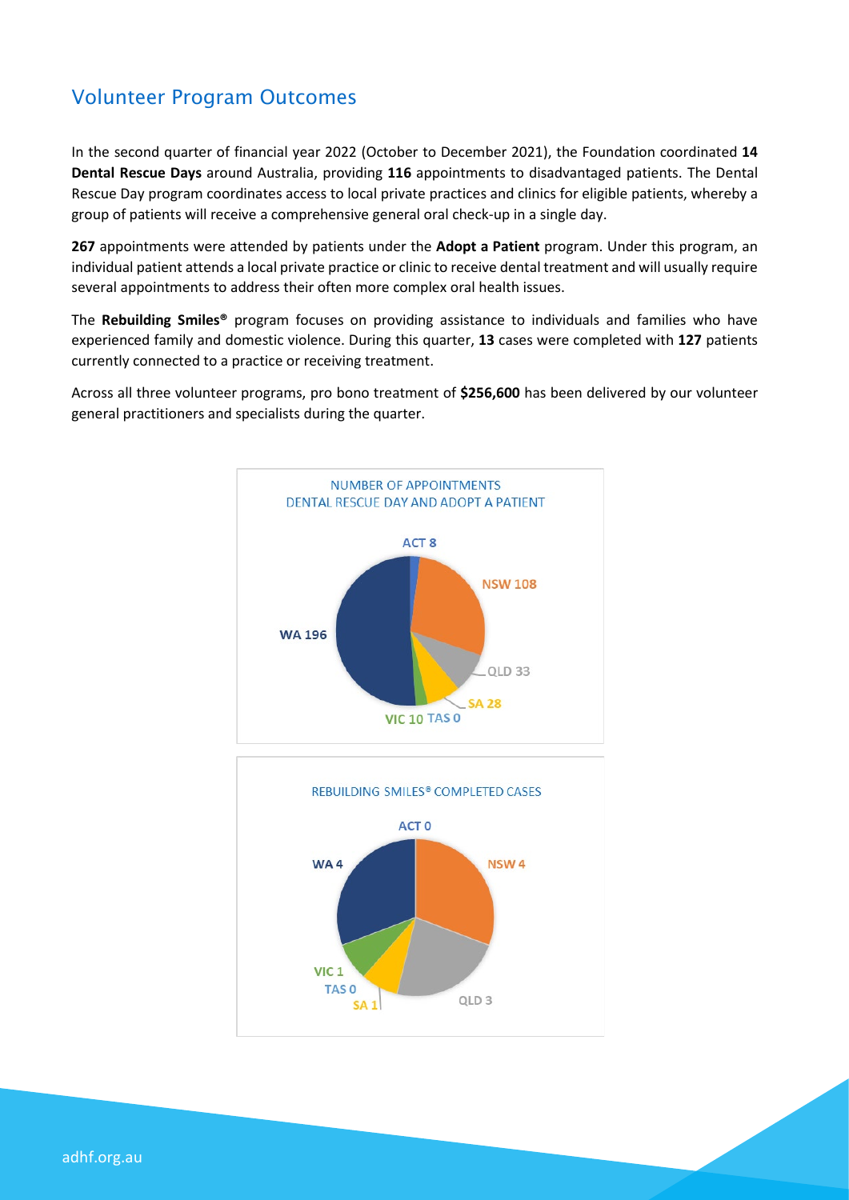## Volunteer Program Outcomes

In the second quarter of financial year 2022 (October to December 2021), the Foundation coordinated **14 Dental Rescue Days** around Australia, providing **116** appointments to disadvantaged patients. The Dental Rescue Day program coordinates access to local private practices and clinics for eligible patients, whereby a group of patients will receive a comprehensive general oral check-up in a single day.

**267** appointments were attended by patients under the **Adopt a Patient** program. Under this program, an individual patient attends a local private practice or clinic to receive dental treatment and will usually require several appointments to address their often more complex oral health issues.

The **Rebuilding Smiles®** program focuses on providing assistance to individuals and families who have experienced family and domestic violence. During this quarter, **13** cases were completed with **127** patients currently connected to a practice or receiving treatment.

Across all three volunteer programs, pro bono treatment of **$256,600** has been delivered by our volunteer general practitioners and specialists during the quarter.

NUMBER OF APPOINTMENTS
DENTAL RESCUE DAY AND ADOPT A PATIENT

| State | Appointments |
| --- | --- |
| ACT | 8 |
| NSW | 108 |
| QLD | 33 |
| SA | 28 |
| TAS | 0 |
| VIC | 10 |
| WA | 196 |

REBUILDING SMILES® COMPLETED CASES

| State | Completed Cases |
| --- | --- |
| ACT | 0 |
| NSW | 4 |
| QLD | 3 |
| SA | 1 |
| TAS | 0 |
| VIC | 1 |
| WA | 4 |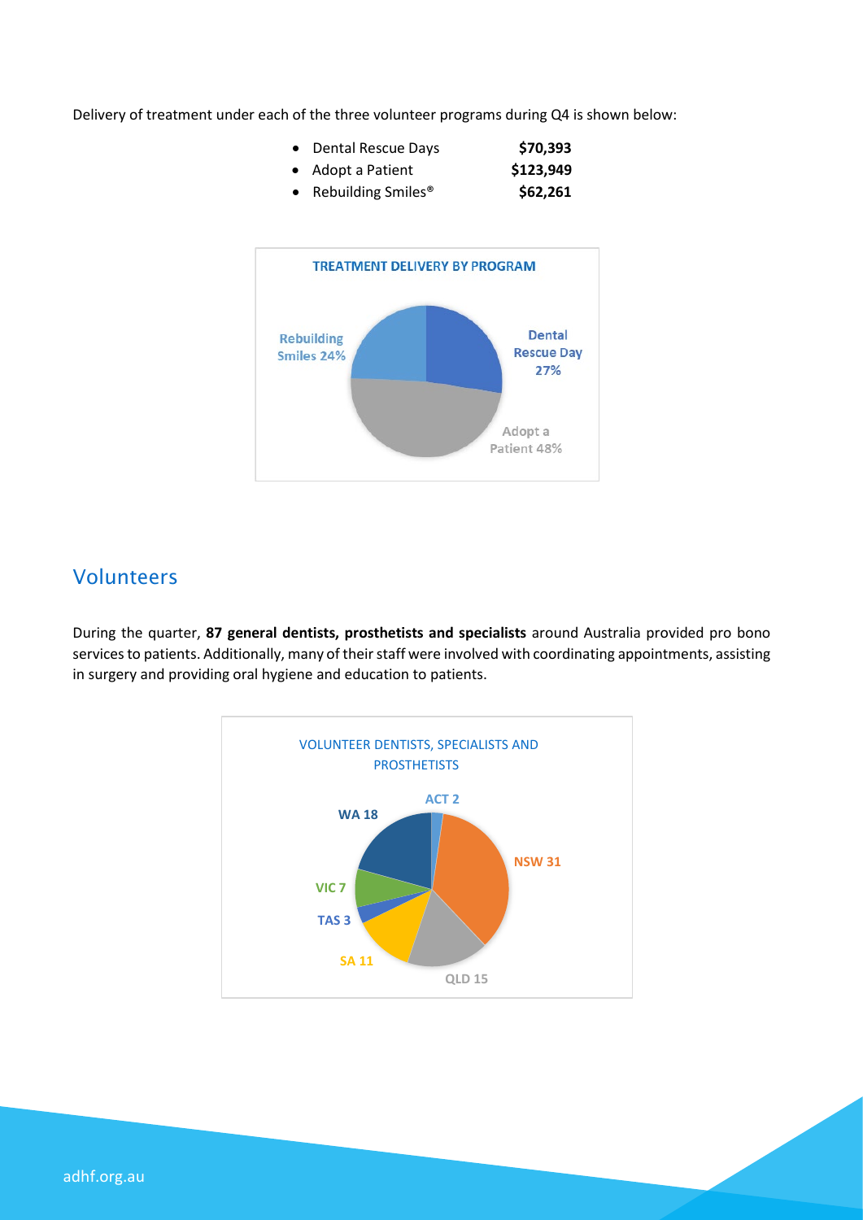Delivery of treatment under each of the three volunteer programs during Q4 is shown below:

- Dental Rescue Days **$70,393**
- Adopt a Patient **$123,949**
- Rebuilding Smiles® **$62,261**

**TREATMENT DELIVERY BY PROGRAM**

Dental Rescue Day 27%

Adopt a Patient 48%

Rebuilding Smiles 24%

## Volunteers

During the quarter, **87 general dentists, prosthetists and specialists** around Australia provided pro bono services to patients. Additionally, many of their staff were involved with coordinating appointments, assisting in surgery and providing oral hygiene and education to patients.

VOLUNTEER DENTISTS, SPECIALISTS AND PROSTHETISTS

ACT 2

NSW 31

QLD 15

SA 11

TAS 3

VIC 7

WA 18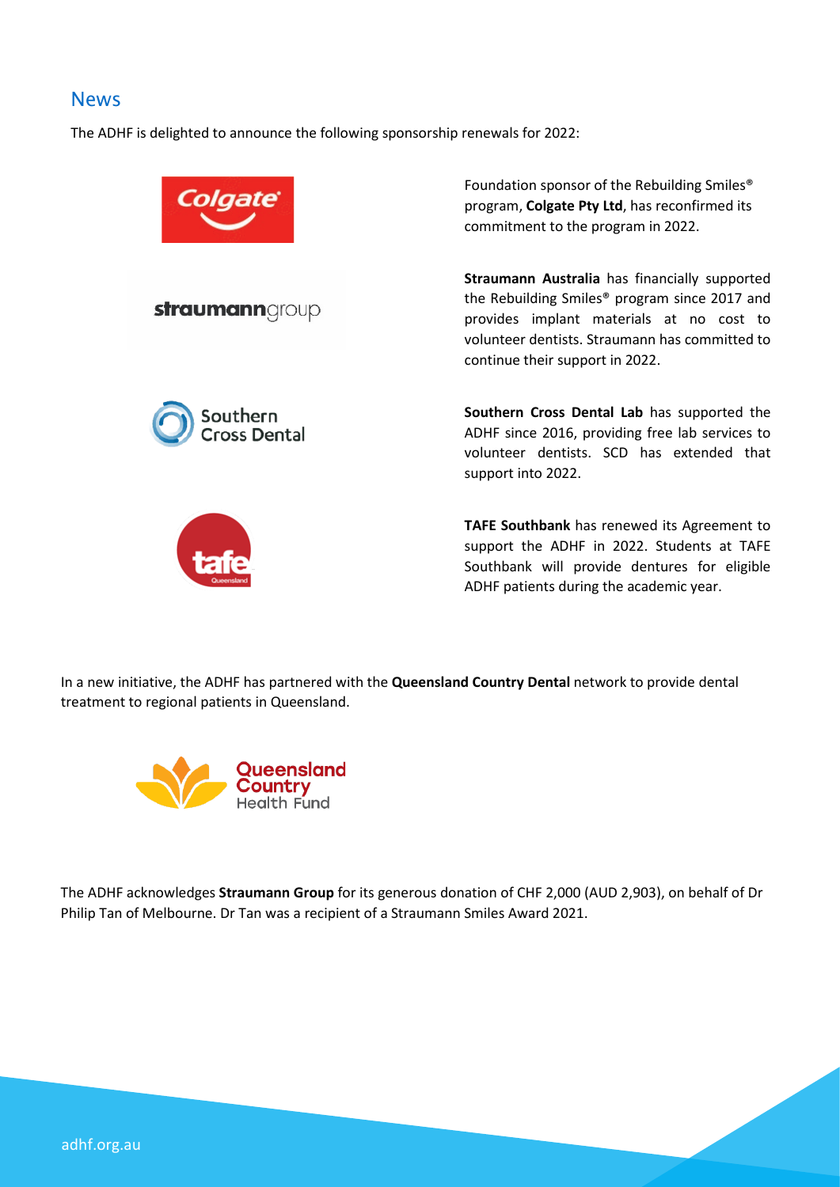## News

The ADHF is delighted to announce the following sponsorship renewals for 2022:

Foundation sponsor of the Rebuilding Smiles® program, **Colgate Pty Ltd**, has reconfirmed its commitment to the program in 2022.

**Straumann Australia** has financially supported the Rebuilding Smiles® program since 2017 and provides implant materials at no cost to volunteer dentists. Straumann has committed to continue their support in 2022.

**Southern Cross Dental Lab** has supported the ADHF since 2016, providing free lab services to volunteer dentists. SCD has extended that support into 2022.

**TAFE Southbank** has renewed its Agreement to support the ADHF in 2022. Students at TAFE Southbank will provide dentures for eligible ADHF patients during the academic year.

In a new initiative, the ADHF has partnered with the **Queensland Country Dental** network to provide dental treatment to regional patients in Queensland.

The ADHF acknowledges **Straumann Group** for its generous donation of CHF 2,000 (AUD 2,903), on behalf of Dr Philip Tan of Melbourne. Dr Tan was a recipient of a Straumann Smiles Award 2021.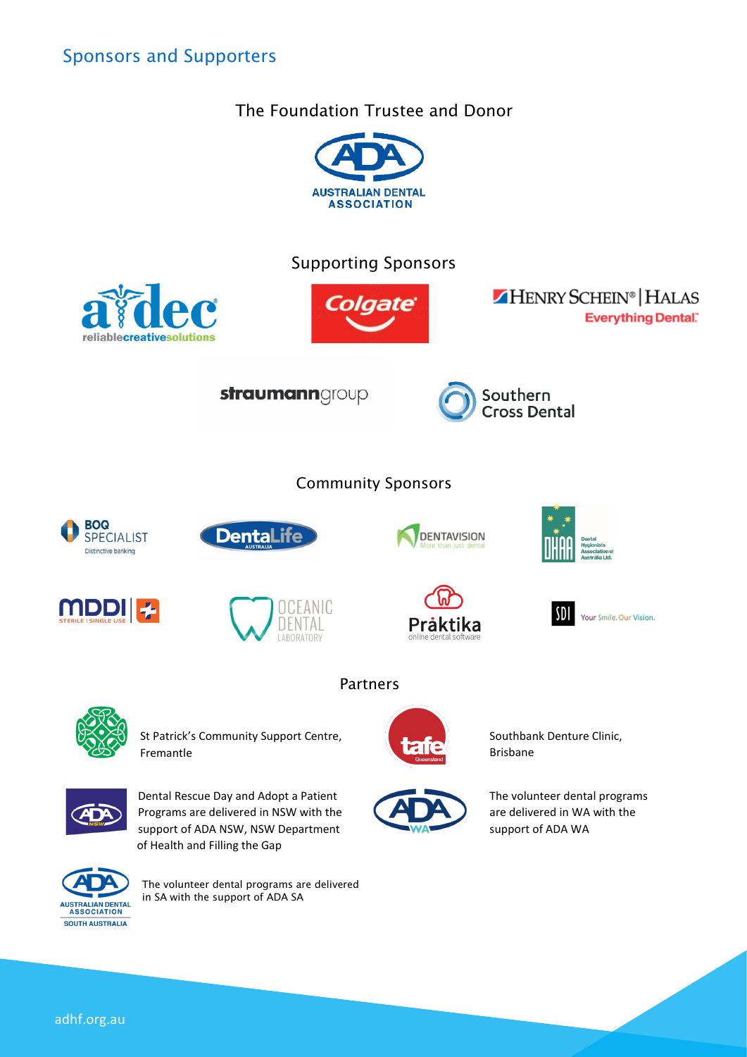## Sponsors and Supporters

### The Foundation Trustee and Donor

### Supporting Sponsors

### Community Sponsors

### Partners

St Patrick's Community Support Centre, Fremantle

Southbank Denture Clinic, Brisbane

Dental Rescue Day and Adopt a Patient Programs are delivered in NSW with the support of ADA NSW, NSW Department of Health and Filling the Gap

The volunteer dental programs are delivered in WA with the support of ADA WA

The volunteer dental programs are delivered in SA with the support of ADA SA

adhf.org.au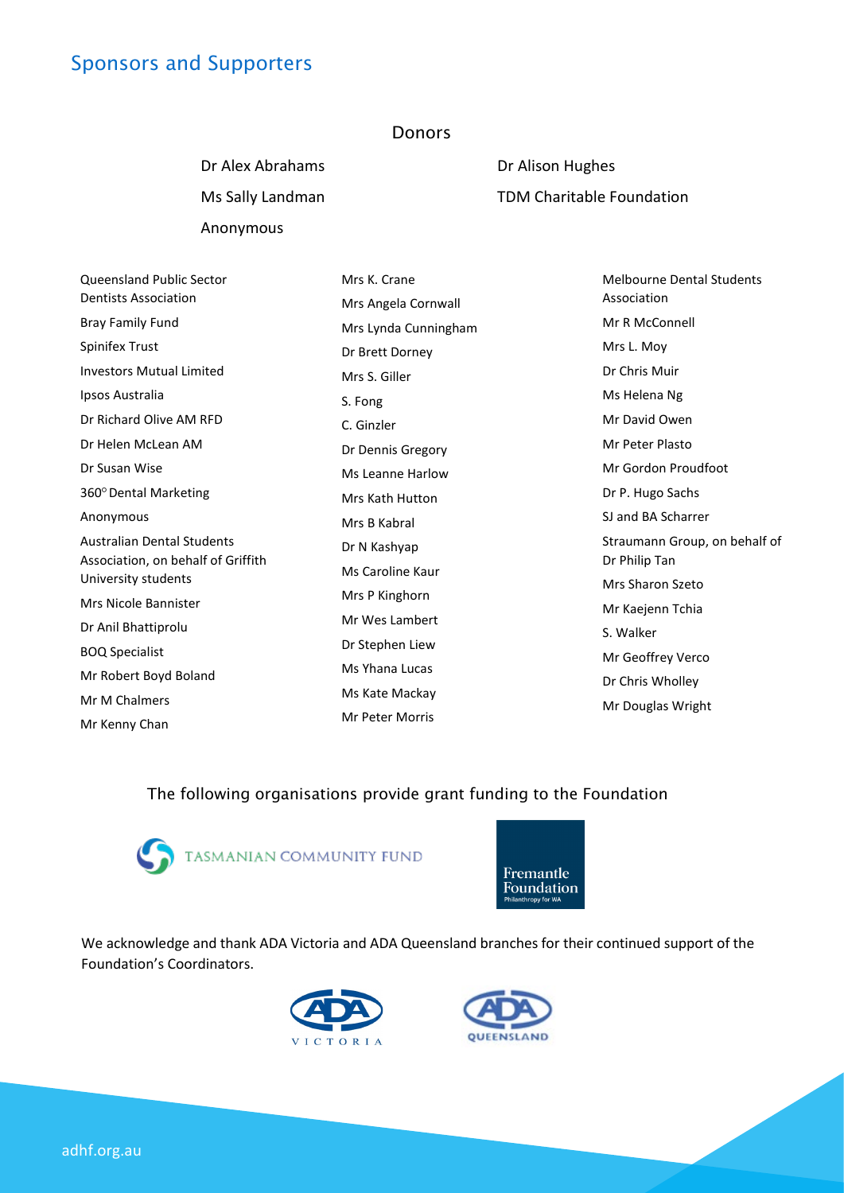# Sponsors and Supporters

## Donors

Dr Alex Abrahams

Dr Alison Hughes

Ms Sally Landman

TDM Charitable Foundation

Anonymous

Queensland Public Sector Dentists Association

Bray Family Fund

Spinifex Trust

Investors Mutual Limited

Ipsos Australia

Dr Richard Olive AM RFD

Dr Helen McLean AM

Dr Susan Wise

360° Dental Marketing

Anonymous

Australian Dental Students Association, on behalf of Griffith University students

Mrs Nicole Bannister

Dr Anil Bhattiprolu

BOQ Specialist

Mr Robert Boyd Boland

Mr M Chalmers

Mr Kenny Chan

Mrs K. Crane

Mrs Angela Cornwall

Mrs Lynda Cunningham

Dr Brett Dorney

Mrs S. Giller

S. Fong

C. Ginzler

Dr Dennis Gregory

Ms Leanne Harlow

Mrs Kath Hutton

Mrs B Kabral

Dr N Kashyap

Ms Caroline Kaur

Mrs P Kinghorn

Mr Wes Lambert

Dr Stephen Liew

Ms Yhana Lucas

Ms Kate Mackay

Mr Peter Morris

Melbourne Dental Students Association

Mr R McConnell

Mrs L. Moy

Dr Chris Muir

Ms Helena Ng

Mr David Owen

Mr Peter Plasto

Mr Gordon Proudfoot

Dr P. Hugo Sachs

SJ and BA Scharrer

Straumann Group, on behalf of Dr Philip Tan

Mrs Sharon Szeto

Mr Kaejenn Tchia

S. Walker

Mr Geoffrey Verco

Dr Chris Wholley

Mr Douglas Wright

The following organisations provide grant funding to the Foundation

TASMANIAN COMMUNITY FUND

Fremantle Foundation
Philanthropy for WA

We acknowledge and thank ADA Victoria and ADA Queensland branches for their continued support of the Foundation's Coordinators.

ADA VICTORIA

ADA QUEENSLAND

adhf.org.au